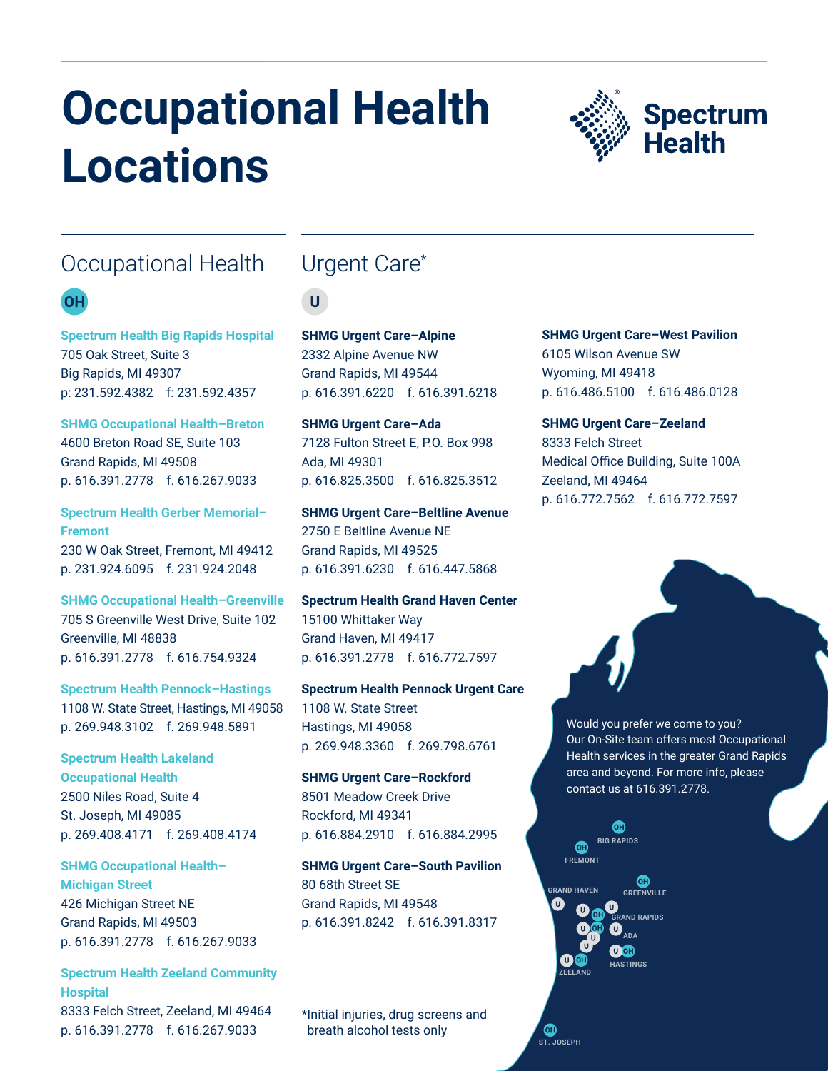# Occupational Health Locations

Spectrum Health

## Occupational Health

OH

**Spectrum Health Big Rapids Hospital**
705 Oak Street, Suite 3
Big Rapids, MI 49307
p: 231.592.4382 f: 231.592.4357

**SHMG Occupational Health–Breton**
4600 Breton Road SE, Suite 103
Grand Rapids, MI 49508
p. 616.391.2778 f. 616.267.9033

**Spectrum Health Gerber Memorial–Fremont**
230 W Oak Street, Fremont, MI 49412
p. 231.924.6095 f. 231.924.2048

**SHMG Occupational Health–Greenville**
705 S Greenville West Drive, Suite 102
Greenville, MI 48838
p. 616.391.2778 f. 616.754.9324

**Spectrum Health Pennock–Hastings**
1108 W. State Street, Hastings, MI 49058
p. 269.948.3102 f. 269.948.5891

**Spectrum Health Lakeland Occupational Health**
2500 Niles Road, Suite 4
St. Joseph, MI 49085
p. 269.408.4171 f. 269.408.4174

**SHMG Occupational Health–Michigan Street**
426 Michigan Street NE
Grand Rapids, MI 49503
p. 616.391.2778 f. 616.267.9033

**Spectrum Health Zeeland Community Hospital**
8333 Felch Street, Zeeland, MI 49464
p. 616.391.2778 f. 616.267.9033

## Urgent Care*

U

**SHMG Urgent Care–Alpine**
2332 Alpine Avenue NW
Grand Rapids, MI 49544
p. 616.391.6220 f. 616.391.6218

**SHMG Urgent Care–Ada**
7128 Fulton Street E, P.O. Box 998
Ada, MI 49301
p. 616.825.3500 f. 616.825.3512

**SHMG Urgent Care–Beltline Avenue**
2750 E Beltline Avenue NE
Grand Rapids, MI 49525
p. 616.391.6230 f. 616.447.5868

**Spectrum Health Grand Haven Center**
15100 Whittaker Way
Grand Haven, MI 49417
p. 616.391.2778 f. 616.772.7597

**Spectrum Health Pennock Urgent Care**
1108 W. State Street
Hastings, MI 49058
p. 269.948.3360 f. 269.798.6761

**SHMG Urgent Care–Rockford**
8501 Meadow Creek Drive
Rockford, MI 49341
p. 616.884.2910 f. 616.884.2995

**SHMG Urgent Care–South Pavilion**
80 68th Street SE
Grand Rapids, MI 49548
p. 616.391.8242 f. 616.391.8317

**SHMG Urgent Care–West Pavilion**
6105 Wilson Avenue SW
Wyoming, MI 49418
p. 616.486.5100 f. 616.486.0128

**SHMG Urgent Care–Zeeland**
8333 Felch Street
Medical Office Building, Suite 100A
Zeeland, MI 49464
p. 616.772.7562 f. 616.772.7597

*Initial injuries, drug screens and breath alcohol tests only

Would you prefer we come to you? Our On-Site team offers most Occupational Health services in the greater Grand Rapids area and beyond. For more info, please contact us at 616.391.2778.

BIG RAPIDS · FREMONT · GREENVILLE · GRAND HAVEN · GRAND RAPIDS · ADA · HASTINGS · ZEELAND · ST. JOSEPH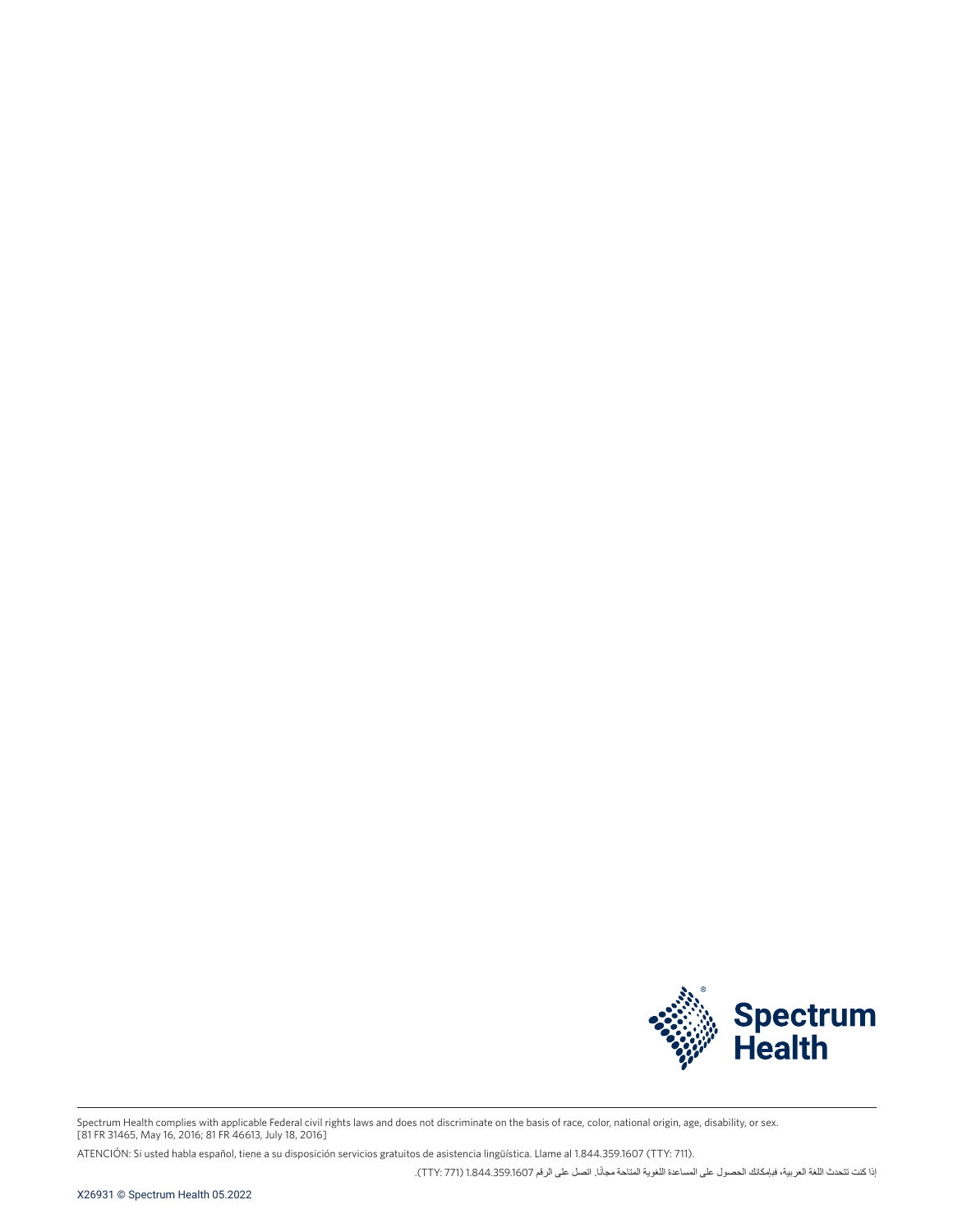Spectrum Health

Spectrum Health complies with applicable Federal civil rights laws and does not discriminate on the basis of race, color, national origin, age, disability, or sex.
[81 FR 31465, May 16, 2016; 81 FR 46613, July 18, 2016]

ATENCIÓN: Si usted habla español, tiene a su disposición servicios gratuitos de asistencia lingüística. Llame al 1.844.359.1607 (TTY: 711).

إذا كنت تتحدث اللغة العربية، فبإمكانك الحصول على المساعدة اللغوية المتاحة مجانًا. اتصل على الرقم 1.844.359.1607 (TTY: 771).

X26931 © Spectrum Health 05.2022